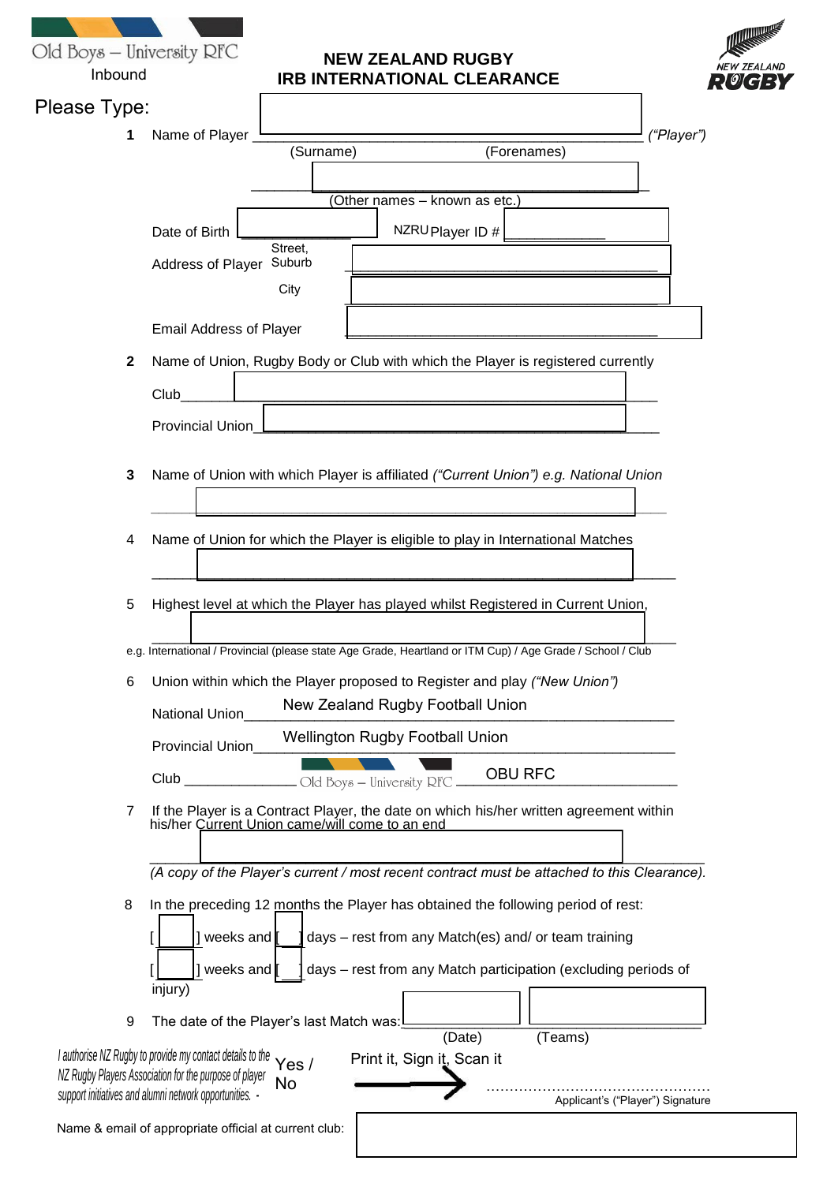Old Boys – University RFC
Inbound

# NEW ZEALAND RUGBY
## IRB INTERNATIONAL CLEARANCE

NEW ZEALAND RUGBY

Please Type:

1 Name of Player ____________________________________________ *("Player")*
(Surname) (Forenames)

____________________________________________
(Other names – known as etc.)

Date of Birth ______________ NZRU Player ID # ____________

Address of Player Street, Suburb ____________________________________________

City ____________________________________________

Email Address of Player ____________________________________________

2 Name of Union, Rugby Body or Club with which the Player is registered currently

Club____________________________________________

Provincial Union____________________________________________

3 Name of Union with which Player is affiliated *("Current Union") e.g. National Union*

____________________________________________

4 Name of Union for which the Player is eligible to play in International Matches

____________________________________________

5 Highest level at which the Player has played whilst Registered in Current Union,

____________________________________________

e.g. International / Provincial (please state Age Grade, Heartland or ITM Cup) / Age Grade / School / Club

6 Union within which the Player proposed to Register and play *("New Union")*

National Union New Zealand Rugby Football Union

Provincial Union Wellington Rugby Football Union

Club Old Boys – University RFC OBU RFC

7 If the Player is a Contract Player, the date on which his/her written agreement within his/her Current Union came/will come to an end

____________________________________________

*(A copy of the Player's current / most recent contract must be attached to this Clearance).*

8 In the preceding 12 months the Player has obtained the following period of rest:

[ ] weeks and [ ] days – rest from any Match(es) and/ or team training

[ ] weeks and [ ] days – rest from any Match participation (excluding periods of injury)

9 The date of the Player's last Match was: ______________ ______________
(Date) (Teams)

*I authorise NZ Rugby to provide my contact details to the NZ Rugby Players Association for the purpose of player support initiatives and alumni network opportunities.* - Yes / No

Print it, Sign it, Scan it

..............................................
Applicant's ("Player") Signature

Name & email of appropriate official at current club: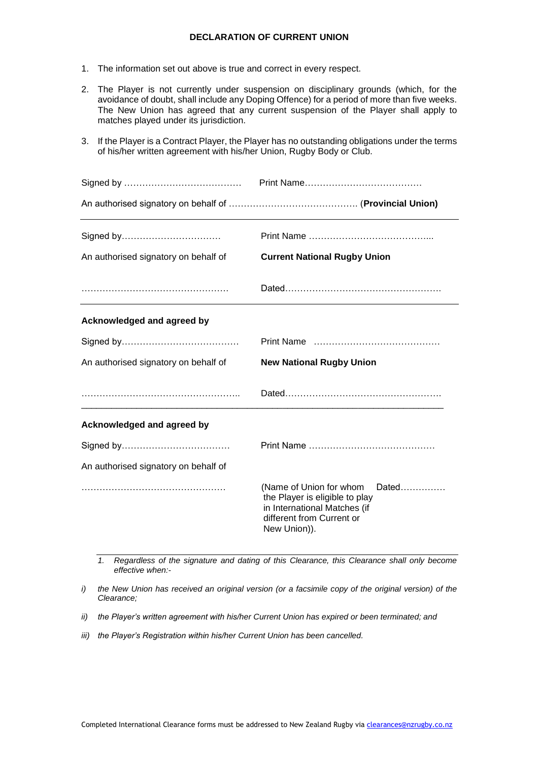**DECLARATION OF CURRENT UNION**

1. The information set out above is true and correct in every respect.

2. The Player is not currently under suspension on disciplinary grounds (which, for the avoidance of doubt, shall include any Doping Offence) for a period of more than five weeks. The New Union has agreed that any current suspension of the Player shall apply to matches played under its jurisdiction.

3. If the Player is a Contract Player, the Player has no outstanding obligations under the terms of his/her written agreement with his/her Union, Rugby Body or Club.

Signed by ………………………………… Print Name…………………………………

An authorised signatory on behalf of ……………………………………. (**Provincial Union)**

---

| | |
|---|---|
| Signed by…………………………… | Print Name …………………………………... |
| An authorised signatory on behalf of | **Current National Rugby Union** |
| …………………………………………. | Dated……………………………………………. |

---

**Acknowledged and agreed by**

| | |
|---|---|
| Signed by………………………………… | Print Name ……………………………………. |
| An authorised signatory on behalf of | **New National Rugby Union** |
| …………………………………………….. | Dated……………………………………………. |

---

**Acknowledged and agreed by**

| | | |
|---|---|---|
| Signed by……………………………… | Print Name ……………………………………. | |
| An authorised signatory on behalf of | | |
| …………………………………………. | (Name of Union for whom the Player is eligible to play in International Matches (if different from Current or New Union)). | Dated…………… |

---

1. *Regardless of the signature and dating of this Clearance, this Clearance shall only become effective when:-*

*i) the New Union has received an original version (or a facsimile copy of the original version) of the Clearance;*

*ii) the Player's written agreement with his/her Current Union has expired or been terminated; and*

*iii) the Player's Registration within his/her Current Union has been cancelled.*

Completed International Clearance forms must be addressed to New Zealand Rugby via clearances@nzrugby.co.nz